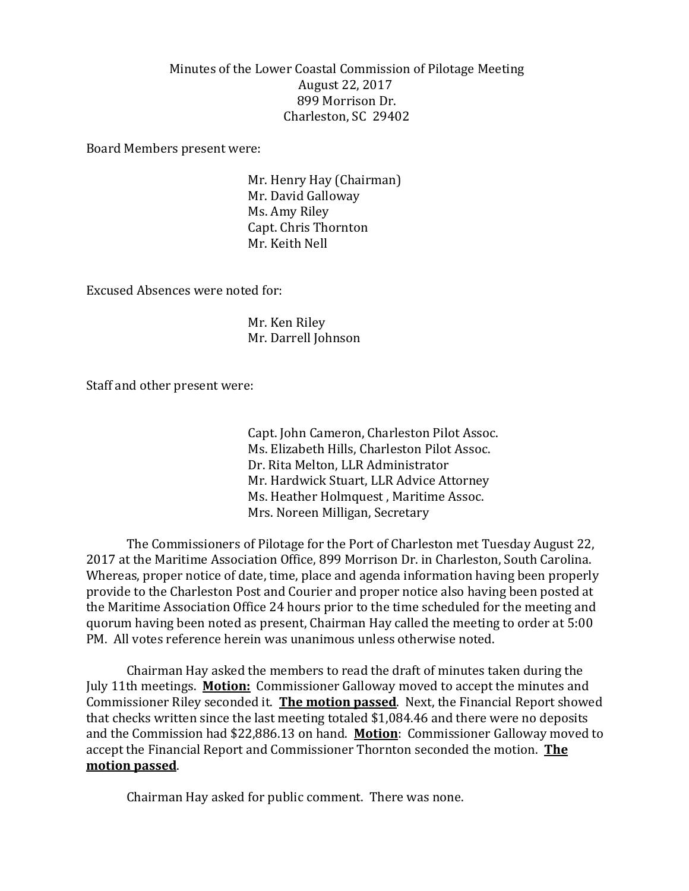Minutes of the Lower Coastal Commission of Pilotage Meeting
August 22, 2017
899 Morrison Dr.
Charleston, SC 29402

Board Members present were:

Mr. Henry Hay (Chairman)
Mr. David Galloway
Ms. Amy Riley
Capt. Chris Thornton
Mr. Keith Nell

Excused Absences were noted for:

Mr. Ken Riley
Mr. Darrell Johnson

Staff and other present were:

Capt. John Cameron, Charleston Pilot Assoc.
Ms. Elizabeth Hills, Charleston Pilot Assoc.
Dr. Rita Melton, LLR Administrator
Mr. Hardwick Stuart, LLR Advice Attorney
Ms. Heather Holmquest , Maritime Assoc.
Mrs. Noreen Milligan, Secretary

The Commissioners of Pilotage for the Port of Charleston met Tuesday August 22, 2017 at the Maritime Association Office, 899 Morrison Dr. in Charleston, South Carolina. Whereas, proper notice of date, time, place and agenda information having been properly provide to the Charleston Post and Courier and proper notice also having been posted at the Maritime Association Office 24 hours prior to the time scheduled for the meeting and quorum having been noted as present, Chairman Hay called the meeting to order at 5:00 PM. All votes reference herein was unanimous unless otherwise noted.

Chairman Hay asked the members to read the draft of minutes taken during the July 11th meetings. **Motion:** Commissioner Galloway moved to accept the minutes and Commissioner Riley seconded it. **The motion passed**. Next, the Financial Report showed that checks written since the last meeting totaled $1,084.46 and there were no deposits and the Commission had $22,886.13 on hand. **Motion**: Commissioner Galloway moved to accept the Financial Report and Commissioner Thornton seconded the motion. **The motion passed**.

Chairman Hay asked for public comment. There was none.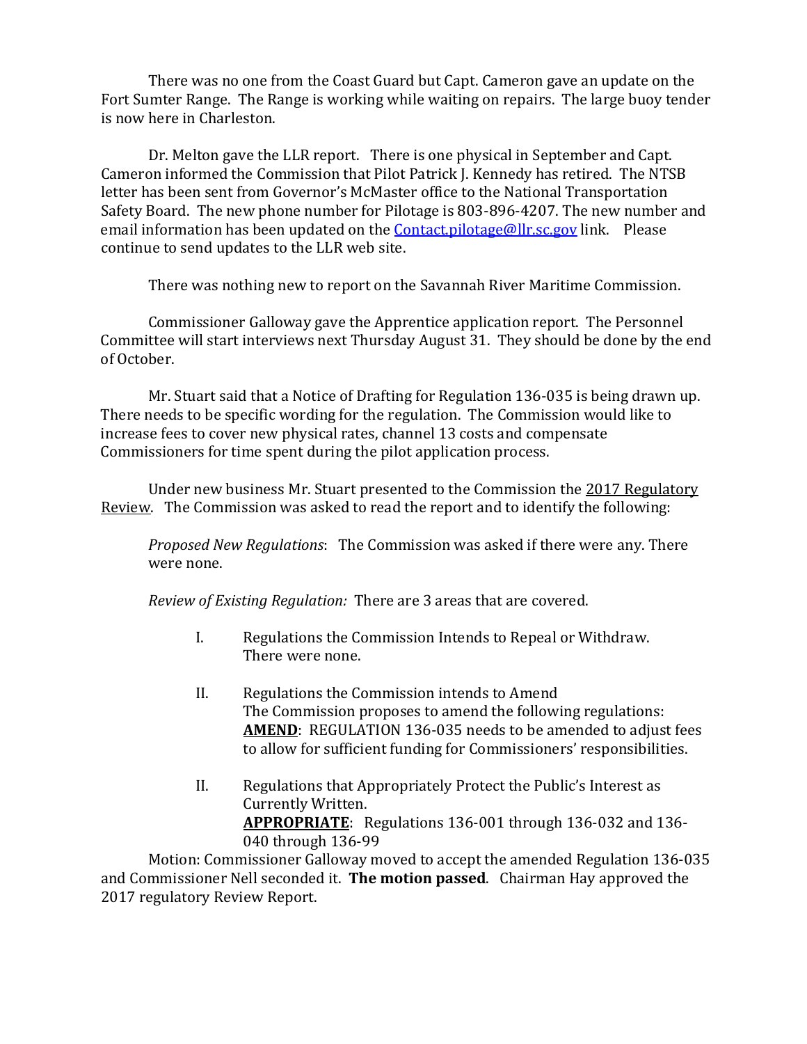There was no one from the Coast Guard but Capt. Cameron gave an update on the Fort Sumter Range. The Range is working while waiting on repairs. The large buoy tender is now here in Charleston.

Dr. Melton gave the LLR report. There is one physical in September and Capt. Cameron informed the Commission that Pilot Patrick J. Kennedy has retired. The NTSB letter has been sent from Governor's McMaster office to the National Transportation Safety Board. The new phone number for Pilotage is 803-896-4207. The new number and email information has been updated on the [Contact.pilotage@llr.sc.gov](mailto:Contact.pilotage@llr.sc.gov) link. Please continue to send updates to the LLR web site.

There was nothing new to report on the Savannah River Maritime Commission.

Commissioner Galloway gave the Apprentice application report. The Personnel Committee will start interviews next Thursday August 31. They should be done by the end of October.

Mr. Stuart said that a Notice of Drafting for Regulation 136-035 is being drawn up. There needs to be specific wording for the regulation. The Commission would like to increase fees to cover new physical rates, channel 13 costs and compensate Commissioners for time spent during the pilot application process.

Under new business Mr. Stuart presented to the Commission the <u>2017 Regulatory Review</u>. The Commission was asked to read the report and to identify the following:

> *Proposed New Regulations*: The Commission was asked if there were any. There were none.
>
> *Review of Existing Regulation:* There are 3 areas that are covered.
>
> I. Regulations the Commission Intends to Repeal or Withdraw.
> There were none.
>
> II. Regulations the Commission intends to Amend
> The Commission proposes to amend the following regulations:
> **<u>AMEND</u>**: REGULATION 136-035 needs to be amended to adjust fees to allow for sufficient funding for Commissioners' responsibilities.
>
> II. Regulations that Appropriately Protect the Public's Interest as Currently Written.
> **<u>APPROPRIATE</u>**: Regulations 136-001 through 136-032 and 136-040 through 136-99

Motion: Commissioner Galloway moved to accept the amended Regulation 136-035 and Commissioner Nell seconded it. **The motion passed**. Chairman Hay approved the 2017 regulatory Review Report.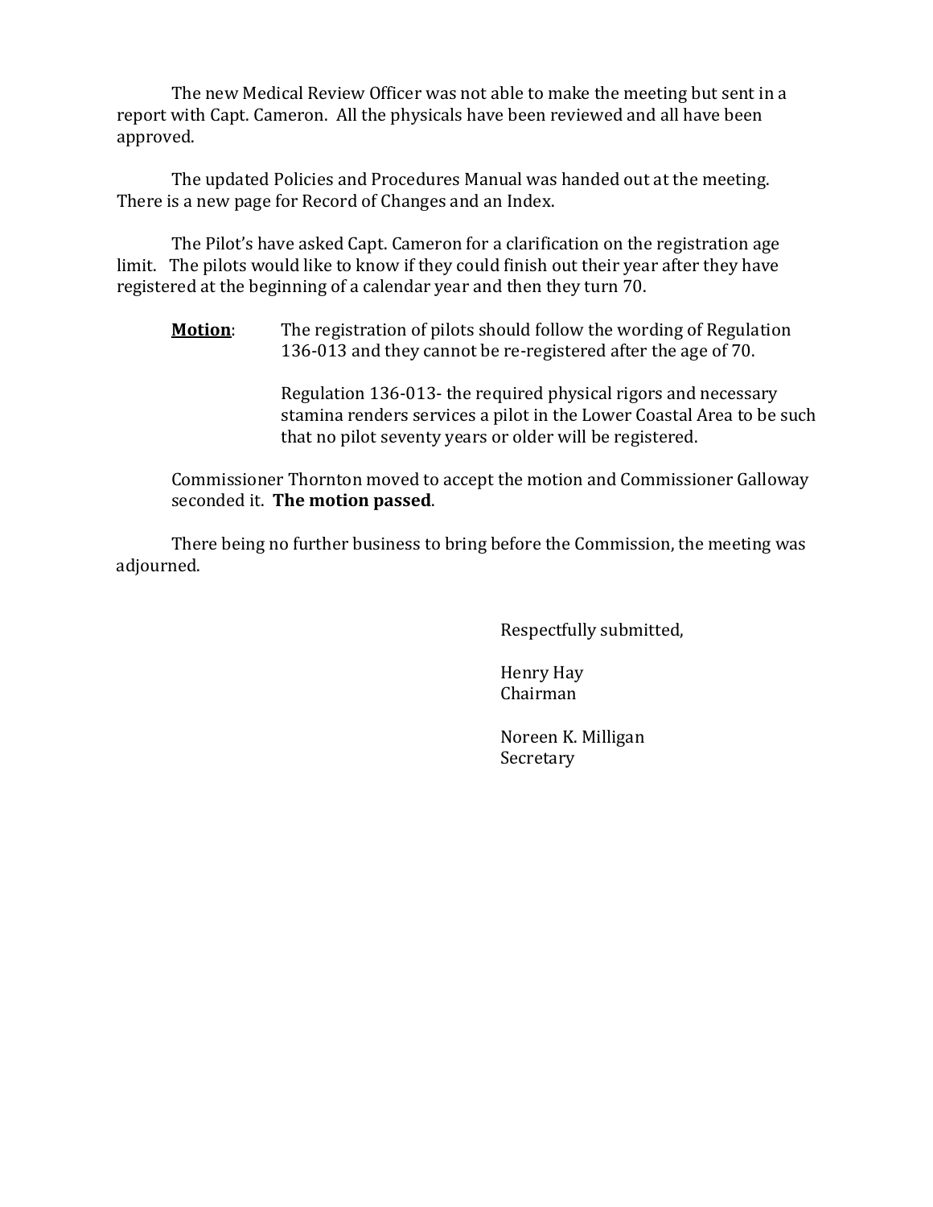The new Medical Review Officer was not able to make the meeting but sent in a report with Capt. Cameron. All the physicals have been reviewed and all have been approved.

The updated Policies and Procedures Manual was handed out at the meeting. There is a new page for Record of Changes and an Index.

The Pilot's have asked Capt. Cameron for a clarification on the registration age limit. The pilots would like to know if they could finish out their year after they have registered at the beginning of a calendar year and then they turn 70.

**Motion**: The registration of pilots should follow the wording of Regulation 136-013 and they cannot be re-registered after the age of 70.

Regulation 136-013- the required physical rigors and necessary stamina renders services a pilot in the Lower Coastal Area to be such that no pilot seventy years or older will be registered.

Commissioner Thornton moved to accept the motion and Commissioner Galloway seconded it. **The motion passed**.

There being no further business to bring before the Commission, the meeting was adjourned.

Respectfully submitted,

Henry Hay
Chairman

Noreen K. Milligan
Secretary